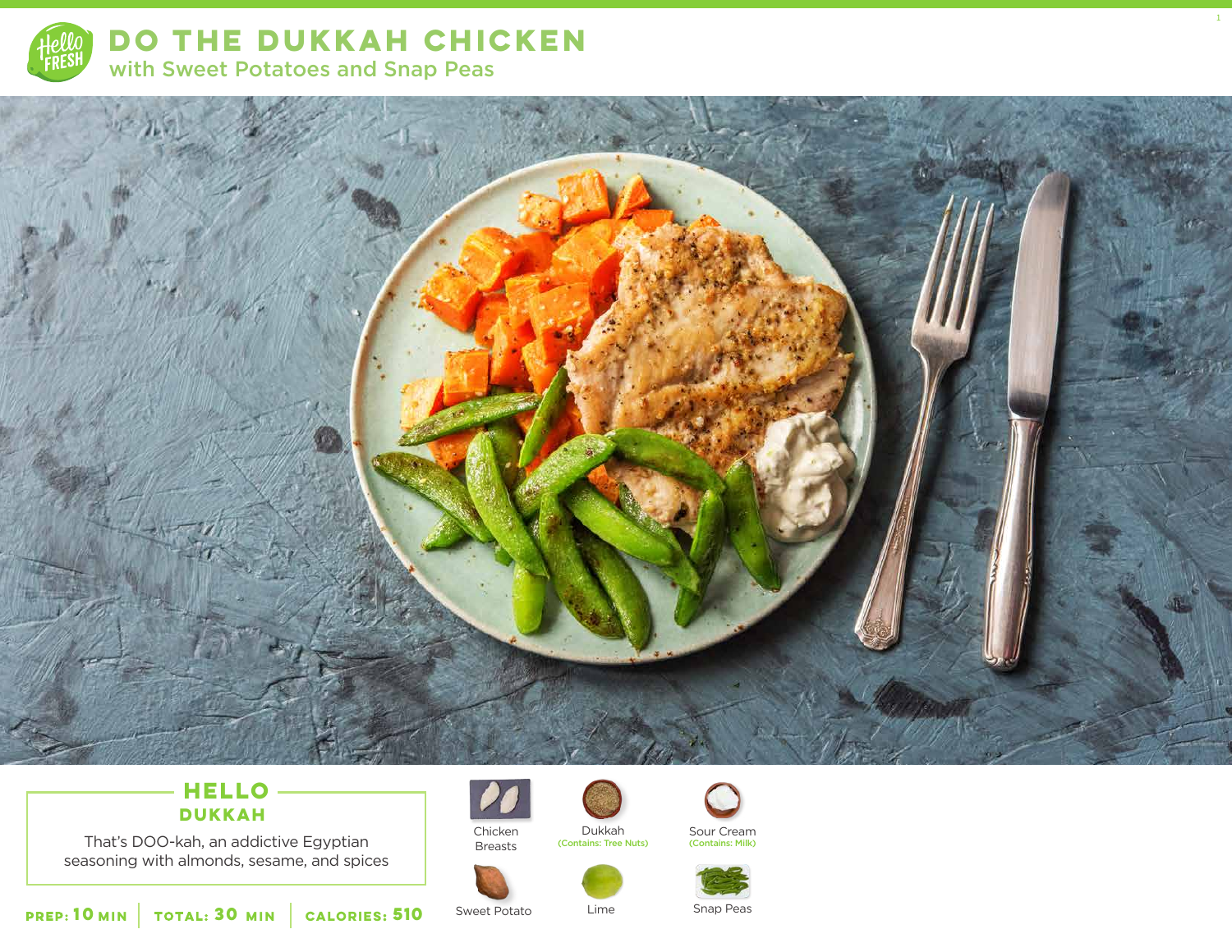# DO THE DUKKAH CHICKEN

## with Sweet Potatoes and Snap Peas

### HELLO DUKKAH

That's DOO-kah, an addictive Egyptian seasoning with almonds, sesame, and spices

**PREP: 10 MIN** | **TOTAL: 30 MIN** | **CALORIES: 510**

- Chicken Breasts
- Dukkah (Contains: Tree Nuts)
- Sour Cream (Contains: Milk)
- Sweet Potato
- Lime
- Snap Peas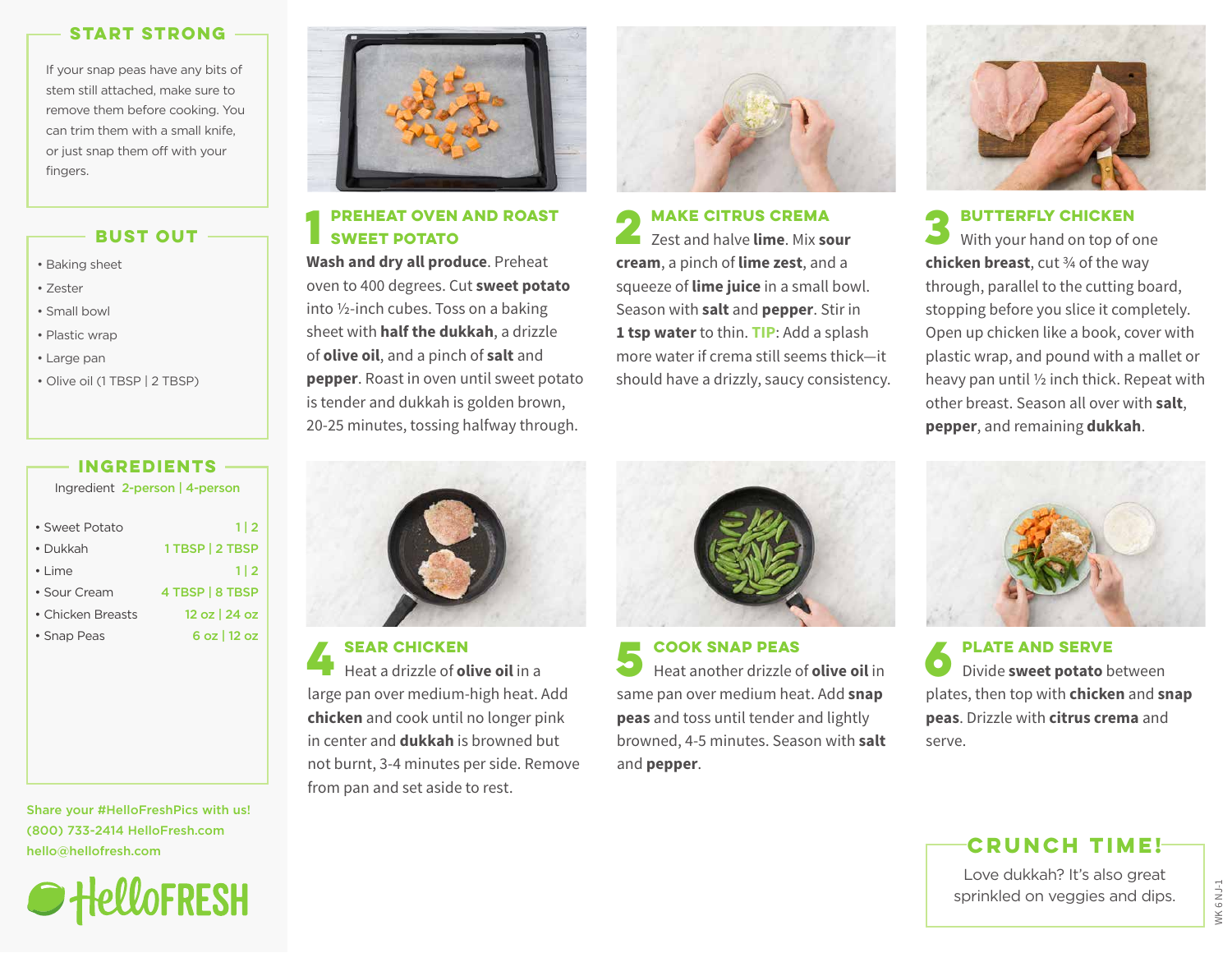## START STRONG

If your snap peas have any bits of stem still attached, make sure to remove them before cooking. You can trim them with a small knife, or just snap them off with your fingers.

## BUST OUT

- Baking sheet
- Zester
- Small bowl
- Plastic wrap
- Large pan
- Olive oil (1 TBSP | 2 TBSP)

## INGREDIENTS

| Ingredient | 2-person \| 4-person |
|---|---|
| Sweet Potato | 1 \| 2 |
| Dukkah | 1 TBSP \| 2 TBSP |
| Lime | 1 \| 2 |
| Sour Cream | 4 TBSP \| 8 TBSP |
| Chicken Breasts | 12 oz \| 24 oz |
| Snap Peas | 6 oz \| 12 oz |

Share your #HelloFreshPics with us!
(800) 733-2414 HelloFresh.com
hello@hellofresh.com

HelloFRESH

### 1 PREHEAT OVEN AND ROAST SWEET POTATO

**Wash and dry all produce**. Preheat oven to 400 degrees. Cut **sweet potato** into ½-inch cubes. Toss on a baking sheet with **half the dukkah**, a drizzle of **olive oil**, and a pinch of **salt** and **pepper**. Roast in oven until sweet potato is tender and dukkah is golden brown, 20-25 minutes, tossing halfway through.

### 2 MAKE CITRUS CREMA

Zest and halve **lime**. Mix **sour cream**, a pinch of **lime zest**, and a squeeze of **lime juice** in a small bowl. Season with **salt** and **pepper**. Stir in **1 tsp water** to thin. TIP: Add a splash more water if crema still seems thick—it should have a drizzly, saucy consistency.

### 3 BUTTERFLY CHICKEN

With your hand on top of one **chicken breast**, cut ¾ of the way through, parallel to the cutting board, stopping before you slice it completely. Open up chicken like a book, cover with plastic wrap, and pound with a mallet or heavy pan until ½ inch thick. Repeat with other breast. Season all over with **salt**, **pepper**, and remaining **dukkah**.

### 4 SEAR CHICKEN

Heat a drizzle of **olive oil** in a large pan over medium-high heat. Add **chicken** and cook until no longer pink in center and **dukkah** is browned but not burnt, 3-4 minutes per side. Remove from pan and set aside to rest.

### 5 COOK SNAP PEAS

Heat another drizzle of **olive oil** in same pan over medium heat. Add **snap peas** and toss until tender and lightly browned, 4-5 minutes. Season with **salt** and **pepper**.

### 6 PLATE AND SERVE

Divide **sweet potato** between plates, then top with **chicken** and **snap peas**. Drizzle with **citrus crema** and serve.

## CRUNCH TIME!

Love dukkah? It's also great sprinkled on veggies and dips.

WK 6 NJ-1